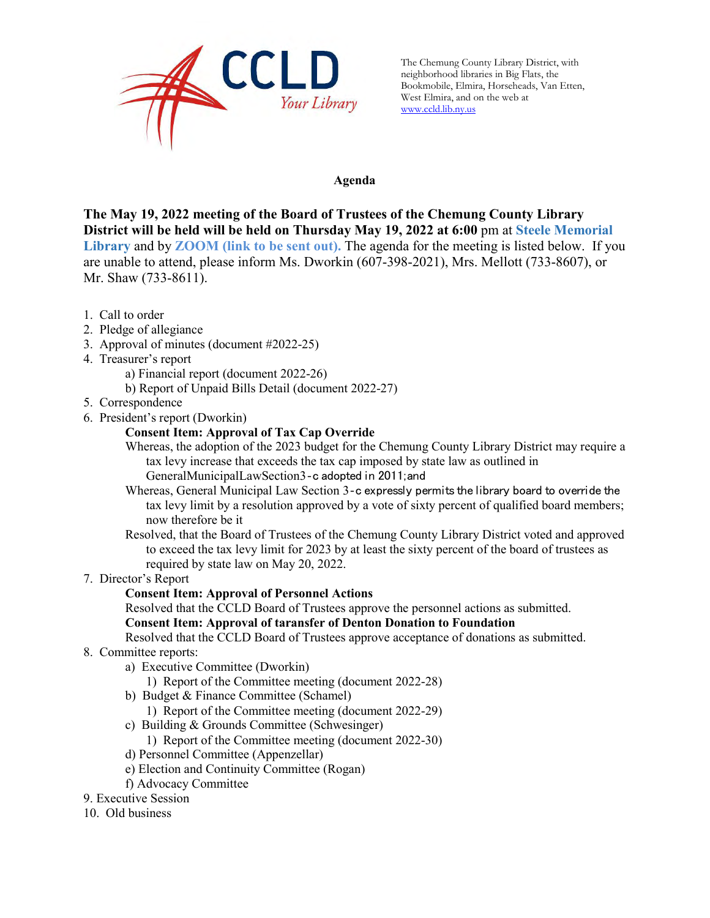CCLD
*Your Library*

The Chemung County Library District, with neighborhood libraries in Big Flats, the Bookmobile, Elmira, Horseheads, Van Etten, West Elmira, and on the web at www.ccld.lib.ny.us

**Agenda**

**The May 19, 2022 meeting of the Board of Trustees of the Chemung County Library District will be held will be held on Thursday May 19, 2022 at 6:00** pm at **Steele Memorial Library** and by **ZOOM (link to be sent out).** The agenda for the meeting is listed below. If you are unable to attend, please inform Ms. Dworkin (607-398-2021), Mrs. Mellott (733-8607), or Mr. Shaw (733-8611).

1. Call to order
2. Pledge of allegiance
3. Approval of minutes (document #2022-25)
4. Treasurer's report
   a) Financial report (document 2022-26)
   b) Report of Unpaid Bills Detail (document 2022-27)
5. Correspondence
6. President's report (Dworkin)

   **Consent Item: Approval of Tax Cap Override**

   Whereas, the adoption of the 2023 budget for the Chemung County Library District may require a tax levy increase that exceeds the tax cap imposed by state law as outlined in GeneralMunicipalLawSection3-c adopted in 2011;and

   Whereas, General Municipal Law Section 3-c expressly permits the library board to override the tax levy limit by a resolution approved by a vote of sixty percent of qualified board members; now therefore be it

   Resolved, that the Board of Trustees of the Chemung County Library District voted and approved to exceed the tax levy limit for 2023 by at least the sixty percent of the board of trustees as required by state law on May 20, 2022.
7. Director's Report

   **Consent Item: Approval of Personnel Actions**

   Resolved that the CCLD Board of Trustees approve the personnel actions as submitted.

   **Consent Item: Approval of taransfer of Denton Donation to Foundation**

   Resolved that the CCLD Board of Trustees approve acceptance of donations as submitted.
8. Committee reports:
   a) Executive Committee (Dworkin)
      1) Report of the Committee meeting (document 2022-28)
   b) Budget & Finance Committee (Schamel)
      1) Report of the Committee meeting (document 2022-29)
   c) Building & Grounds Committee (Schwesinger)
      1) Report of the Committee meeting (document 2022-30)
   d) Personnel Committee (Appenzellar)
   e) Election and Continuity Committee (Rogan)
   f) Advocacy Committee
9. Executive Session
10. Old business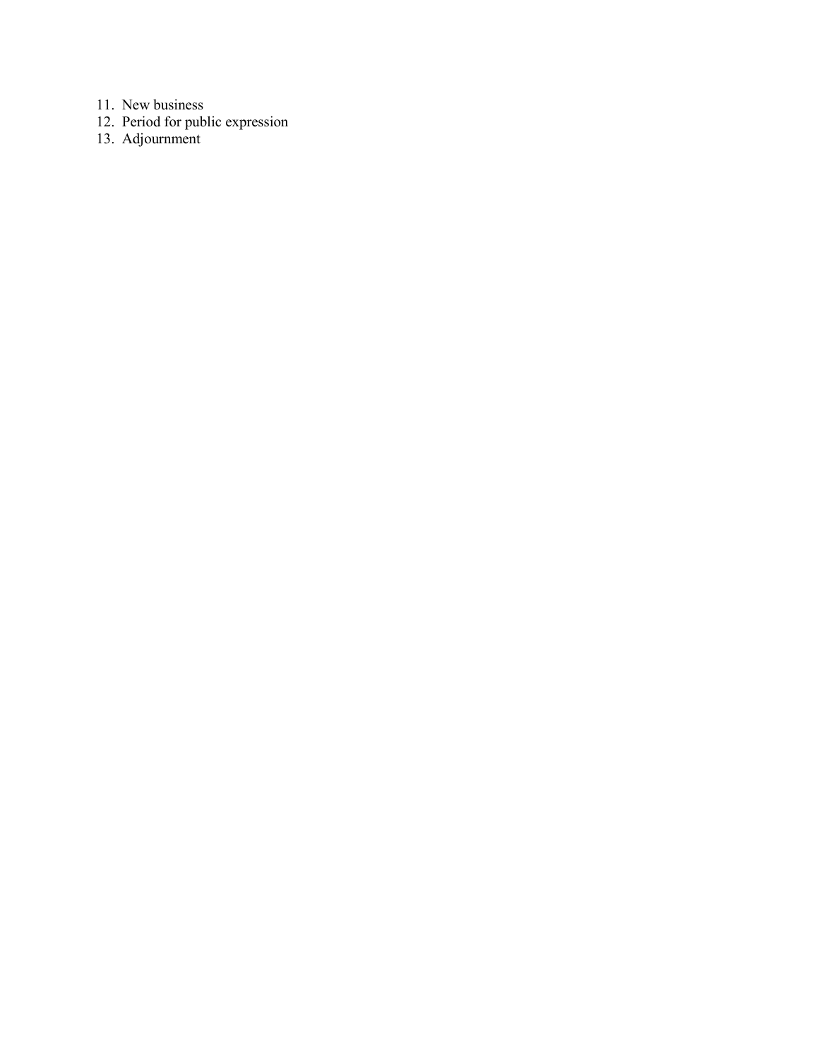11. New business
12. Period for public expression
13. Adjournment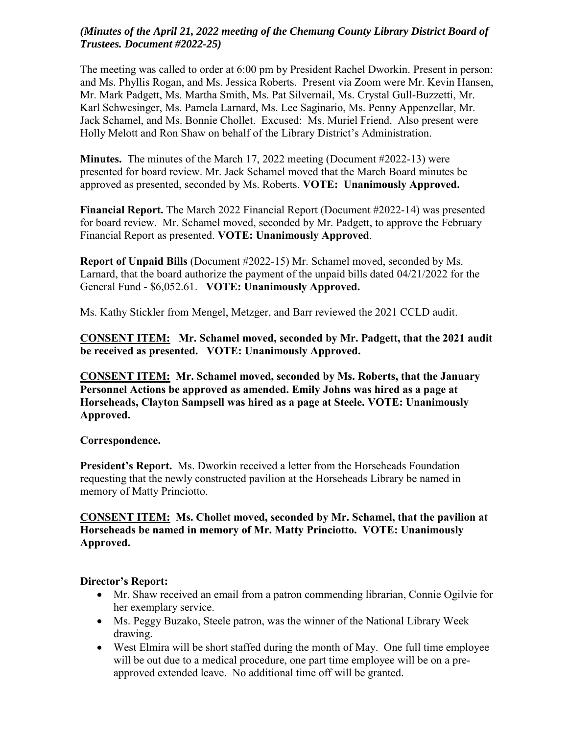*(Minutes of the April 21, 2022 meeting of the Chemung County Library District Board of Trustees. Document #2022-25)*

The meeting was called to order at 6:00 pm by President Rachel Dworkin. Present in person: and Ms. Phyllis Rogan, and Ms. Jessica Roberts. Present via Zoom were Mr. Kevin Hansen, Mr. Mark Padgett, Ms. Martha Smith, Ms. Pat Silvernail, Ms. Crystal Gull-Buzzetti, Mr. Karl Schwesinger, Ms. Pamela Larnard, Ms. Lee Saginario, Ms. Penny Appenzellar, Mr. Jack Schamel, and Ms. Bonnie Chollet. Excused: Ms. Muriel Friend. Also present were Holly Melott and Ron Shaw on behalf of the Library District's Administration.

**Minutes.** The minutes of the March 17, 2022 meeting (Document #2022-13) were presented for board review. Mr. Jack Schamel moved that the March Board minutes be approved as presented, seconded by Ms. Roberts. **VOTE: Unanimously Approved.**

**Financial Report.** The March 2022 Financial Report (Document #2022-14) was presented for board review. Mr. Schamel moved, seconded by Mr. Padgett, to approve the February Financial Report as presented. **VOTE: Unanimously Approved**.

**Report of Unpaid Bills** (Document #2022-15) Mr. Schamel moved, seconded by Ms. Larnard, that the board authorize the payment of the unpaid bills dated 04/21/2022 for the General Fund - $6,052.61. **VOTE: Unanimously Approved.**

Ms. Kathy Stickler from Mengel, Metzger, and Barr reviewed the 2021 CCLD audit.

**CONSENT ITEM: Mr. Schamel moved, seconded by Mr. Padgett, that the 2021 audit be received as presented. VOTE: Unanimously Approved.**

**CONSENT ITEM: Mr. Schamel moved, seconded by Ms. Roberts, that the January Personnel Actions be approved as amended. Emily Johns was hired as a page at Horseheads, Clayton Sampsell was hired as a page at Steele. VOTE: Unanimously Approved.**

**Correspondence.**

**President's Report.** Ms. Dworkin received a letter from the Horseheads Foundation requesting that the newly constructed pavilion at the Horseheads Library be named in memory of Matty Princiotto.

**CONSENT ITEM: Ms. Chollet moved, seconded by Mr. Schamel, that the pavilion at Horseheads be named in memory of Mr. Matty Princiotto. VOTE: Unanimously Approved.**

**Director's Report:**

- Mr. Shaw received an email from a patron commending librarian, Connie Ogilvie for her exemplary service.
- Ms. Peggy Buzako, Steele patron, was the winner of the National Library Week drawing.
- West Elmira will be short staffed during the month of May. One full time employee will be out due to a medical procedure, one part time employee will be on a pre-approved extended leave. No additional time off will be granted.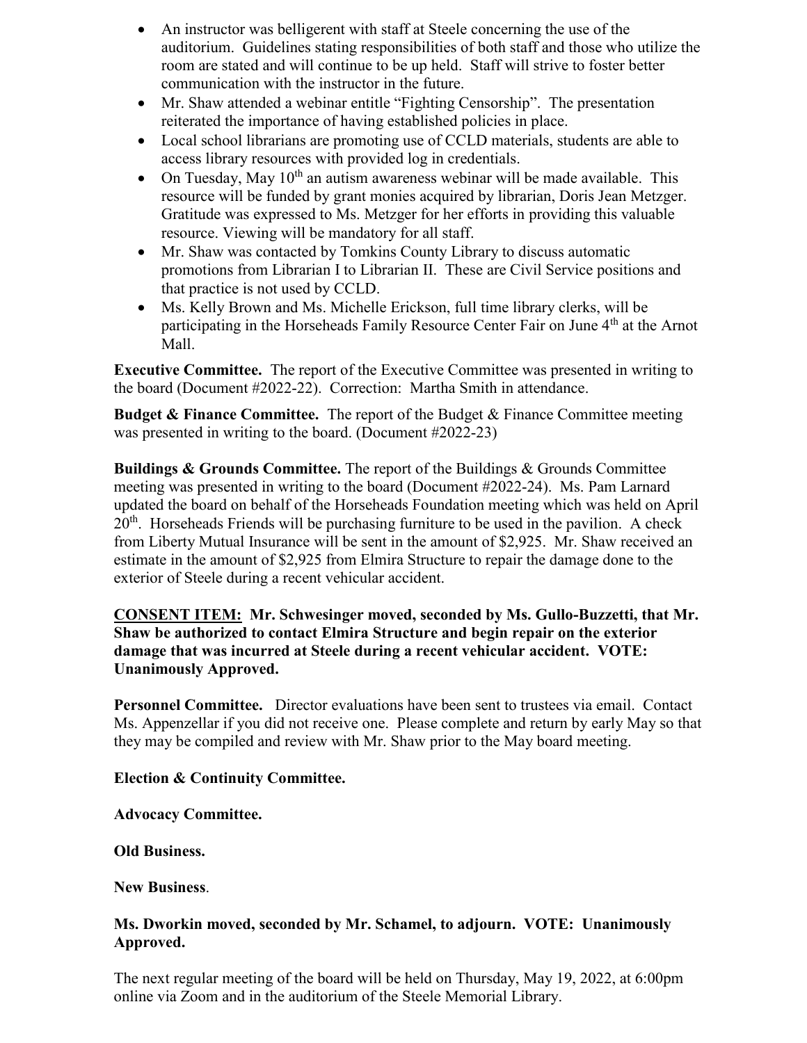- An instructor was belligerent with staff at Steele concerning the use of the auditorium. Guidelines stating responsibilities of both staff and those who utilize the room are stated and will continue to be up held. Staff will strive to foster better communication with the instructor in the future.
- Mr. Shaw attended a webinar entitle "Fighting Censorship". The presentation reiterated the importance of having established policies in place.
- Local school librarians are promoting use of CCLD materials, students are able to access library resources with provided log in credentials.
- On Tuesday, May 10th an autism awareness webinar will be made available. This resource will be funded by grant monies acquired by librarian, Doris Jean Metzger. Gratitude was expressed to Ms. Metzger for her efforts in providing this valuable resource. Viewing will be mandatory for all staff.
- Mr. Shaw was contacted by Tomkins County Library to discuss automatic promotions from Librarian I to Librarian II. These are Civil Service positions and that practice is not used by CCLD.
- Ms. Kelly Brown and Ms. Michelle Erickson, full time library clerks, will be participating in the Horseheads Family Resource Center Fair on June 4th at the Arnot Mall.

**Executive Committee.** The report of the Executive Committee was presented in writing to the board (Document #2022-22). Correction: Martha Smith in attendance.

**Budget & Finance Committee.** The report of the Budget & Finance Committee meeting was presented in writing to the board. (Document #2022-23)

**Buildings & Grounds Committee.** The report of the Buildings & Grounds Committee meeting was presented in writing to the board (Document #2022-24). Ms. Pam Larnard updated the board on behalf of the Horseheads Foundation meeting which was held on April 20th. Horseheads Friends will be purchasing furniture to be used in the pavilion. A check from Liberty Mutual Insurance will be sent in the amount of $2,925. Mr. Shaw received an estimate in the amount of $2,925 from Elmira Structure to repair the damage done to the exterior of Steele during a recent vehicular accident.

**CONSENT ITEM: Mr. Schwesinger moved, seconded by Ms. Gullo-Buzzetti, that Mr. Shaw be authorized to contact Elmira Structure and begin repair on the exterior damage that was incurred at Steele during a recent vehicular accident. VOTE: Unanimously Approved.**

**Personnel Committee.** Director evaluations have been sent to trustees via email. Contact Ms. Appenzellar if you did not receive one. Please complete and return by early May so that they may be compiled and review with Mr. Shaw prior to the May board meeting.

**Election & Continuity Committee.**

**Advocacy Committee.**

**Old Business.**

**New Business**.

**Ms. Dworkin moved, seconded by Mr. Schamel, to adjourn. VOTE: Unanimously Approved.**

The next regular meeting of the board will be held on Thursday, May 19, 2022, at 6:00pm online via Zoom and in the auditorium of the Steele Memorial Library.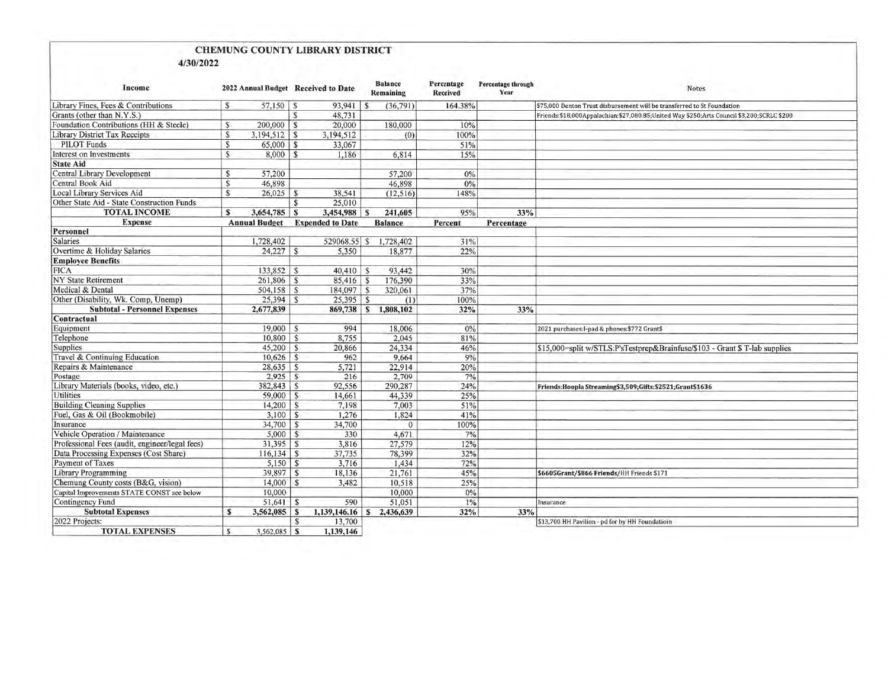# CHEMUNG COUNTY LIBRARY DISTRICT

## 4/30/2022

| Income | 2022 Annual Budget | Received to Date | Balance Remaining | Percentage Received | Percentage through Year | Notes |
|---|---|---|---|---|---|---|
| Library Fines, Fees & Contributions | $ 57,150 | $ 93,941 | $ (36,791) | 164.38% | | $75,000 Denton Trust disbursement will be transferred to St Foundation |
| Grants (other than N.Y.S.) | | $ 48,731 | | | | Friends:$18,000Appalachian:$27,080.85;United Way $250;Arts Council $3,200;SCRLC $200 |
| Foundation Contributions (HH & Steele) | $ 200,000 | $ 20,000 | 180,000 | 10% | | |
| Library District Tax Receipts | $ 3,194,512 | $ 3,194,512 | (0) | 100% | | |
| PILOT Funds | $ 65,000 | $ 33,067 | | 51% | | |
| Interest on Investments | $ 8,000 | $ 1,186 | 6,814 | 15% | | |
| **State Aid** | | | | | | |
| Central Library Development | $ 57,200 | | 57,200 | 0% | | |
| Central Book Aid | $ 46,898 | | 46,898 | 0% | | |
| Local Library Services Aid | $ 26,025 | $ 38,541 | (12,516) | 148% | | |
| Other State Aid - State Construction Funds | | $ 25,010 | | | | |
| **TOTAL INCOME** | **$ 3,654,785** | **$ 3,454,988** | **$ 241,605** | **95%** | **33%** | |
| **Expense** | **Annual Budget** | **Expended to Date** | **Balance** | **Percent** | **Percentage** | |
| **Personnel** | | | | | | |
| Salaries | 1,728,402 | 529068.55 | $ 1,728,402 | 31% | | |
| Overtime & Holiday Salaries | 24,227 | $ 5,350 | 18,877 | 22% | | |
| **Employee Benefits** | | | | | | |
| FICA | 133,852 | $ 40,410 | $ 93,442 | 30% | | |
| NY State Retirement | 261,806 | $ 85,416 | $ 176,390 | 33% | | |
| Medical & Dental | 504,158 | $ 184,097 | $ 320,061 | 37% | | |
| Other (Disability, Wk. Comp, Unemp) | 25,394 | $ 25,395 | $ (1) | 100% | | |
| **Subtotal - Personnel Expenses** | **2,677,839** | **869,738** | **$ 1,808,102** | **32%** | **33%** | |
| **Contractual** | | | | | | |
| Equipment | 19,000 | $ 994 | 18,006 | 0% | | 2021 purchases:I-pad & phones:$772 Grant$ |
| Telephone | 10,800 | $ 8,755 | 2,045 | 81% | | |
| Supplies | 45,200 | $ 20,866 | 24,334 | 46% | | $15,000=split w/STLS:P'sTestprep&Brainfuse/$103 - Grant $ T-lab supplies |
| Travel & Continuing Education | 10,626 | $ 962 | 9,664 | 9% | | |
| Repairs & Maintenance | 28,635 | $ 5,721 | 22,914 | 20% | | |
| Postage | 2,925 | $ 216 | 2,709 | 7% | | |
| Library Materials (books, video, etc.) | 382,843 | $ 92,556 | 290,287 | 24% | | **Friends:Hoopla Streaming$3,509;Gifts:$2521;Grant$1636** |
| Utilities | 59,000 | $ 14,661 | 44,339 | 25% | | |
| Building Cleaning Supplies | 14,200 | $ 7,198 | 7,003 | 51% | | |
| Fuel, Gas & Oil (Bookmobile) | 3,100 | $ 1,276 | 1,824 | 41% | | |
| Insurance | 34,700 | $ 34,700 | 0 | 100% | | |
| Vehicle Operation / Maintenance | 5,000 | $ 330 | 4,671 | 7% | | |
| Professional Fees (audit, engineer/legal fees) | 31,395 | $ 3,816 | 27,579 | 12% | | |
| Data Processing Expenses (Cost Share) | 116,134 | $ 37,735 | 78,399 | 32% | | |
| Payment of Taxes | 5,150 | $ 3,716 | 1,434 | 72% | | |
| Library Programming | 39,897 | $ 18,136 | 21,761 | 45% | | **$6605Grant/$866 Friends/**HH Friends $171 |
| Chemung County costs (B&G, vision) | 14,000 | $ 3,482 | 10,518 | 25% | | |
| Capital Improvements STATE CONST see below | 10,000 | | 10,000 | 0% | | |
| Contingency Fund | 51,641 | $ 590 | 51,051 | 1% | | Insurance |
| **Subtotal Expenses** | **$ 3,562,085** | **$ 1,139,146.16** | **$ 2,436,639** | **32%** | **33%** | |
| 2022 Projects: | | $ 13,700 | | | | $13,700 HH Pavilion - pd for by HH Foundatioin |
| **TOTAL EXPENSES** | $ 3,562,085 | **$ 1,139,146** | | | | |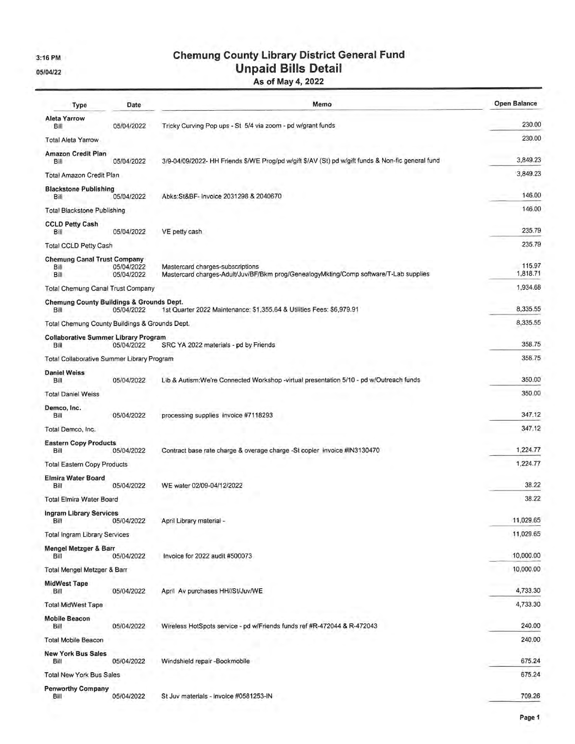3:16 PM

05/04/22

# Chemung County Library District General Fund
## Unpaid Bills Detail
### As of May 4, 2022

| Type | Date | Memo | Open Balance |
|---|---|---|---|
| **Aleta Yarrow** | | | |
| Bill | 05/04/2022 | Tricky Curving Pop ups - St 5/4 via zoom - pd w/grant funds | 230.00 |
| Total Aleta Yarrow | | | 230.00 |
| **Amazon Credit Plan** | | | |
| Bill | 05/04/2022 | 3/9-04/09/2022- HH Friends $/WE Prog/pd w/gift $/AV (St) pd w/gift funds & Non-fic general fund | 3,849.23 |
| Total Amazon Credit Plan | | | 3,849.23 |
| **Blackstone Publishing** | | | |
| Bill | 05/04/2022 | Abks:St&BF- invoice 2031298 & 2040670 | 146.00 |
| Total Blackstone Publishing | | | 146.00 |
| **CCLD Petty Cash** | | | |
| Bill | 05/04/2022 | VE petty cash | 235.79 |
| Total CCLD Petty Cash | | | 235.79 |
| **Chemung Canal Trust Company** | | | |
| Bill | 05/04/2022 | Mastercard charges-subscriptions | 115.97 |
| Bill | 05/04/2022 | Mastercard charges-Adult/Juv/BF/Bkm prog/GenealogyMkting/Comp software/T-Lab supplies | 1,818.71 |
| Total Chemung Canal Trust Company | | | 1,934.68 |
| **Chemung County Buildings & Grounds Dept.** | | | |
| Bill | 05/04/2022 | 1st Quarter 2022 Maintenance: $1,355.64 & Utilities Fees: $6,979.91 | 8,335.55 |
| Total Chemung County Buildings & Grounds Dept. | | | 8,335.55 |
| **Collaborative Summer Library Program** | | | |
| Bill | 05/04/2022 | SRC YA 2022 materials - pd by Friends | 358.75 |
| Total Collaborative Summer Library Program | | | 358.75 |
| **Daniel Weiss** | | | |
| Bill | 05/04/2022 | Lib & Autism:We're Connected Workshop -virtual presentation 5/10 - pd w/Outreach funds | 350.00 |
| Total Daniel Weiss | | | 350.00 |
| **Demco, Inc.** | | | |
| Bill | 05/04/2022 | processing supplies invoice #7118293 | 347.12 |
| Total Demco, Inc. | | | 347.12 |
| **Eastern Copy Products** | | | |
| Bill | 05/04/2022 | Contract base rate charge & overage charge -St copier invoice #IN3130470 | 1,224.77 |
| Total Eastern Copy Products | | | 1,224.77 |
| **Elmira Water Board** | | | |
| Bill | 05/04/2022 | WE water 02/09-04/12/2022 | 38.22 |
| Total Elmira Water Board | | | 38.22 |
| **Ingram Library Services** | | | |
| Bill | 05/04/2022 | April Library material - | 11,029.65 |
| Total Ingram Library Services | | | 11,029.65 |
| **Mengel Metzger & Barr** | | | |
| Bill | 05/04/2022 | Invoice for 2022 audit #500073 | 10,000.00 |
| Total Mengel Metzger & Barr | | | 10,000.00 |
| **MidWest Tape** | | | |
| Bill | 05/04/2022 | April Av purchases HH//St/Juv/WE | 4,733.30 |
| Total MidWest Tape | | | 4,733.30 |
| **Mobile Beacon** | | | |
| Bill | 05/04/2022 | Wireless HotSpots service - pd w/Friends funds ref #R-472044 & R-472043 | 240.00 |
| Total Mobile Beacon | | | 240.00 |
| **New York Bus Sales** | | | |
| Bill | 05/04/2022 | Windshield repair -Bookmobile | 675.24 |
| Total New York Bus Sales | | | 675.24 |
| **Penworthy Company** | | | |
| Bill | 05/04/2022 | St Juv materials - invoice #0581253-IN | 709.26 |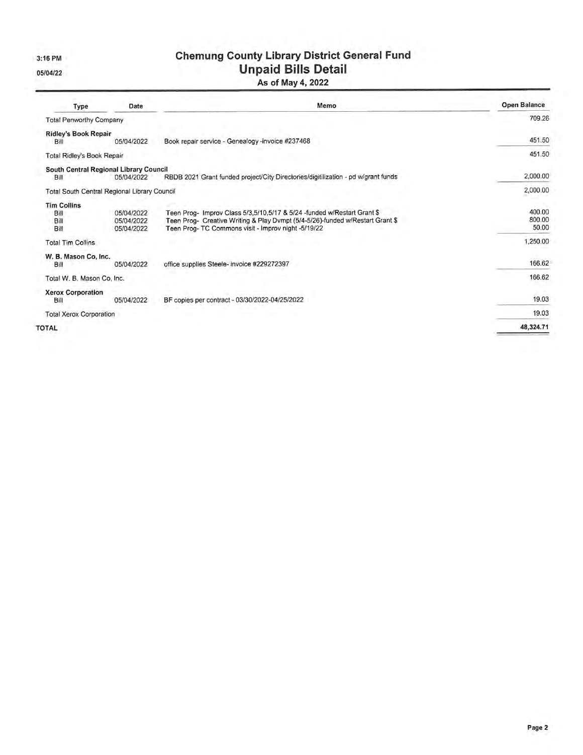# Chemung County Library District General Fund
## Unpaid Bills Detail
### As of May 4, 2022

| Type | Date | Memo | Open Balance |
|---|---|---|---|
| Total Penworthy Company | | | 709.26 |
| **Ridley's Book Repair** | | | |
| Bill | 05/04/2022 | Book repair service - Genealogy -invoice #237468 | 451.50 |
| Total Ridley's Book Repair | | | 451.50 |
| **South Central Regional Library Council** | | | |
| Bill | 05/04/2022 | RBDB 2021 Grant funded project/City Directories/digitilization - pd w/grant funds | 2,000.00 |
| Total South Central Regional Library Council | | | 2,000.00 |
| **Tim Collins** | | | |
| Bill | 05/04/2022 | Teen Prog- Improv Class 5/3,5/10,5/17 & 5/24 -funded w/Restart Grant $ | 400.00 |
| Bill | 05/04/2022 | Teen Prog- Creative Writing & Play Dvmpt (5/4-5/26)-funded w/Restart Grant $ | 800.00 |
| Bill | 05/04/2022 | Teen Prog- TC Commons visit - Improv night -5/19/22 | 50.00 |
| Total Tim Collins | | | 1,250.00 |
| **W. B. Mason Co, Inc.** | | | |
| Bill | 05/04/2022 | office supplies Steele- invoice #229272397 | 166.62 |
| Total W. B. Mason Co, Inc. | | | 166.62 |
| **Xerox Corporation** | | | |
| Bill | 05/04/2022 | BF copies per contract - 03/30/2022-04/25/2022 | 19.03 |
| Total Xerox Corporation | | | 19.03 |
| **TOTAL** | | | **48,324.71** |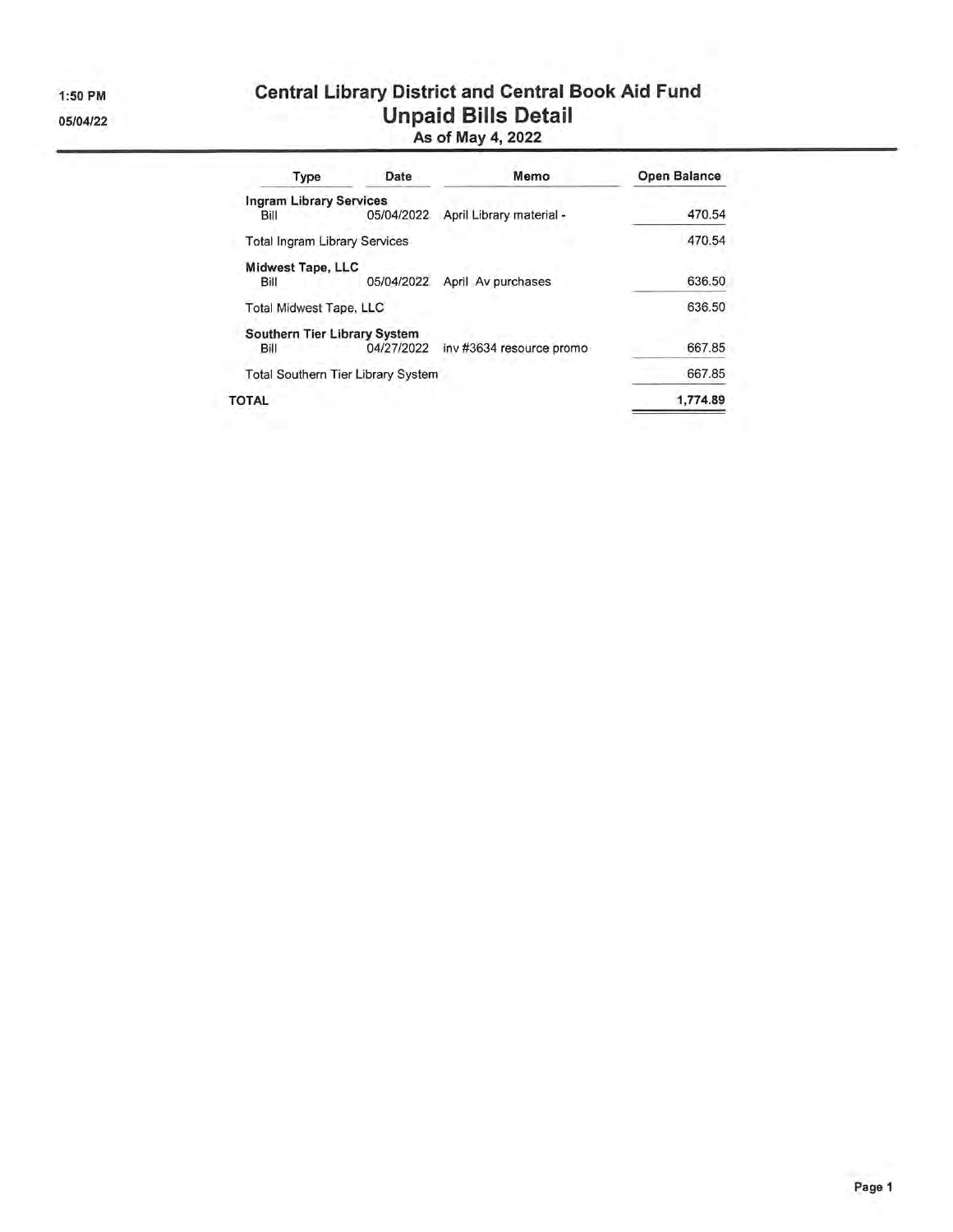1:50 PM

05/04/22

# Central Library District and Central Book Aid Fund
## Unpaid Bills Detail
### As of May 4, 2022

| Type | Date | Memo | Open Balance |
|---|---|---|---|
| **Ingram Library Services** | | | |
| Bill | 05/04/2022 | April Library material - | 470.54 |
| Total Ingram Library Services | | | 470.54 |
| **Midwest Tape, LLC** | | | |
| Bill | 05/04/2022 | April Av purchases | 636.50 |
| Total Midwest Tape, LLC | | | 636.50 |
| **Southern Tier Library System** | | | |
| Bill | 04/27/2022 | inv #3634 resource promo | 667.85 |
| Total Southern Tier Library System | | | 667.85 |
| **TOTAL** | | | **1,774.89** |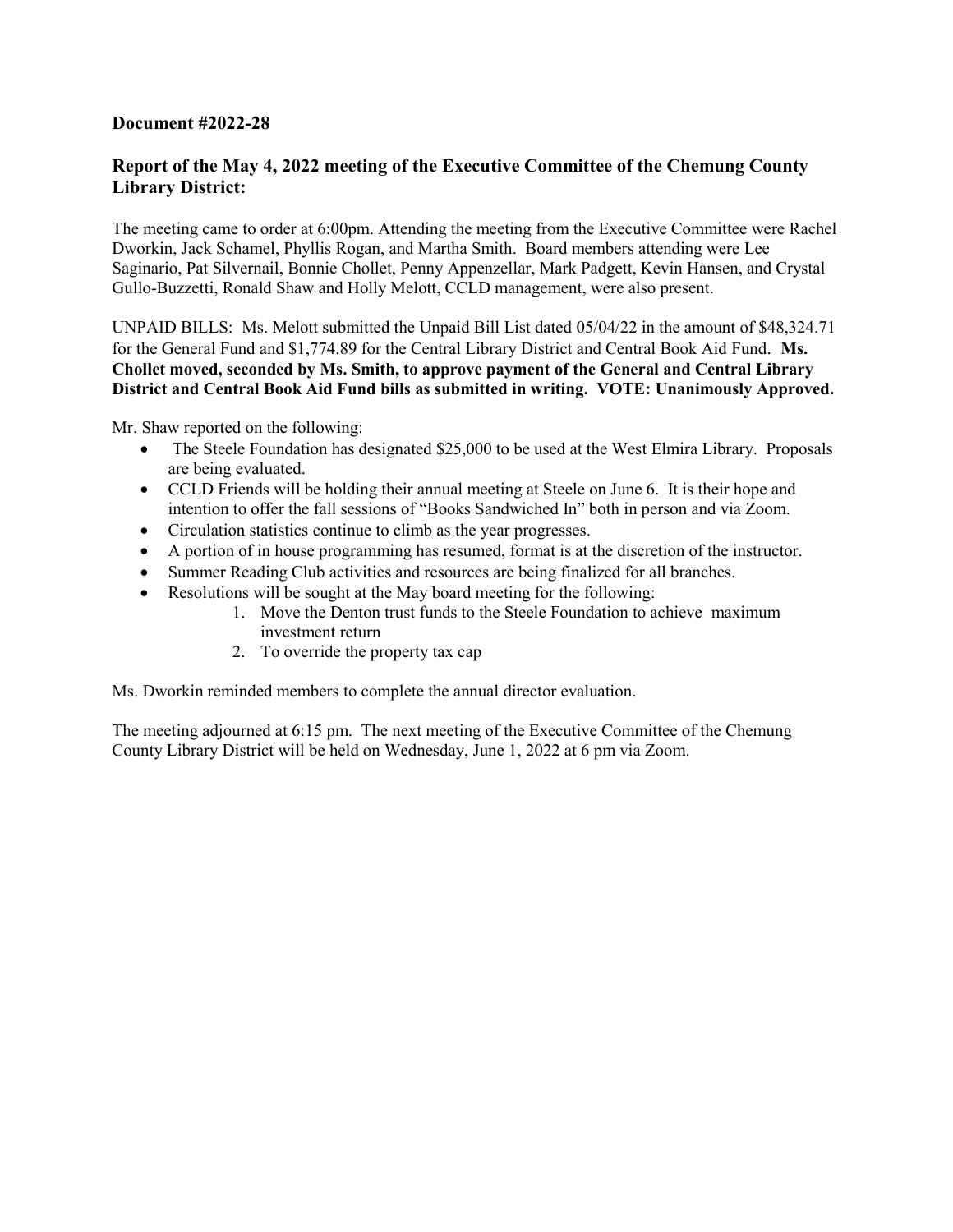**Document #2022-28**

**Report of the May 4, 2022 meeting of the Executive Committee of the Chemung County Library District:**

The meeting came to order at 6:00pm. Attending the meeting from the Executive Committee were Rachel Dworkin, Jack Schamel, Phyllis Rogan, and Martha Smith. Board members attending were Lee Saginario, Pat Silvernail, Bonnie Chollet, Penny Appenzellar, Mark Padgett, Kevin Hansen, and Crystal Gullo-Buzzetti, Ronald Shaw and Holly Melott, CCLD management, were also present.

UNPAID BILLS: Ms. Melott submitted the Unpaid Bill List dated 05/04/22 in the amount of $48,324.71 for the General Fund and $1,774.89 for the Central Library District and Central Book Aid Fund. **Ms. Chollet moved, seconded by Ms. Smith, to approve payment of the General and Central Library District and Central Book Aid Fund bills as submitted in writing. VOTE: Unanimously Approved.**

Mr. Shaw reported on the following:

- The Steele Foundation has designated $25,000 to be used at the West Elmira Library. Proposals are being evaluated.
- CCLD Friends will be holding their annual meeting at Steele on June 6. It is their hope and intention to offer the fall sessions of "Books Sandwiched In" both in person and via Zoom.
- Circulation statistics continue to climb as the year progresses.
- A portion of in house programming has resumed, format is at the discretion of the instructor.
- Summer Reading Club activities and resources are being finalized for all branches.
- Resolutions will be sought at the May board meeting for the following:
    1. Move the Denton trust funds to the Steele Foundation to achieve maximum investment return
    2. To override the property tax cap

Ms. Dworkin reminded members to complete the annual director evaluation.

The meeting adjourned at 6:15 pm. The next meeting of the Executive Committee of the Chemung County Library District will be held on Wednesday, June 1, 2022 at 6 pm via Zoom.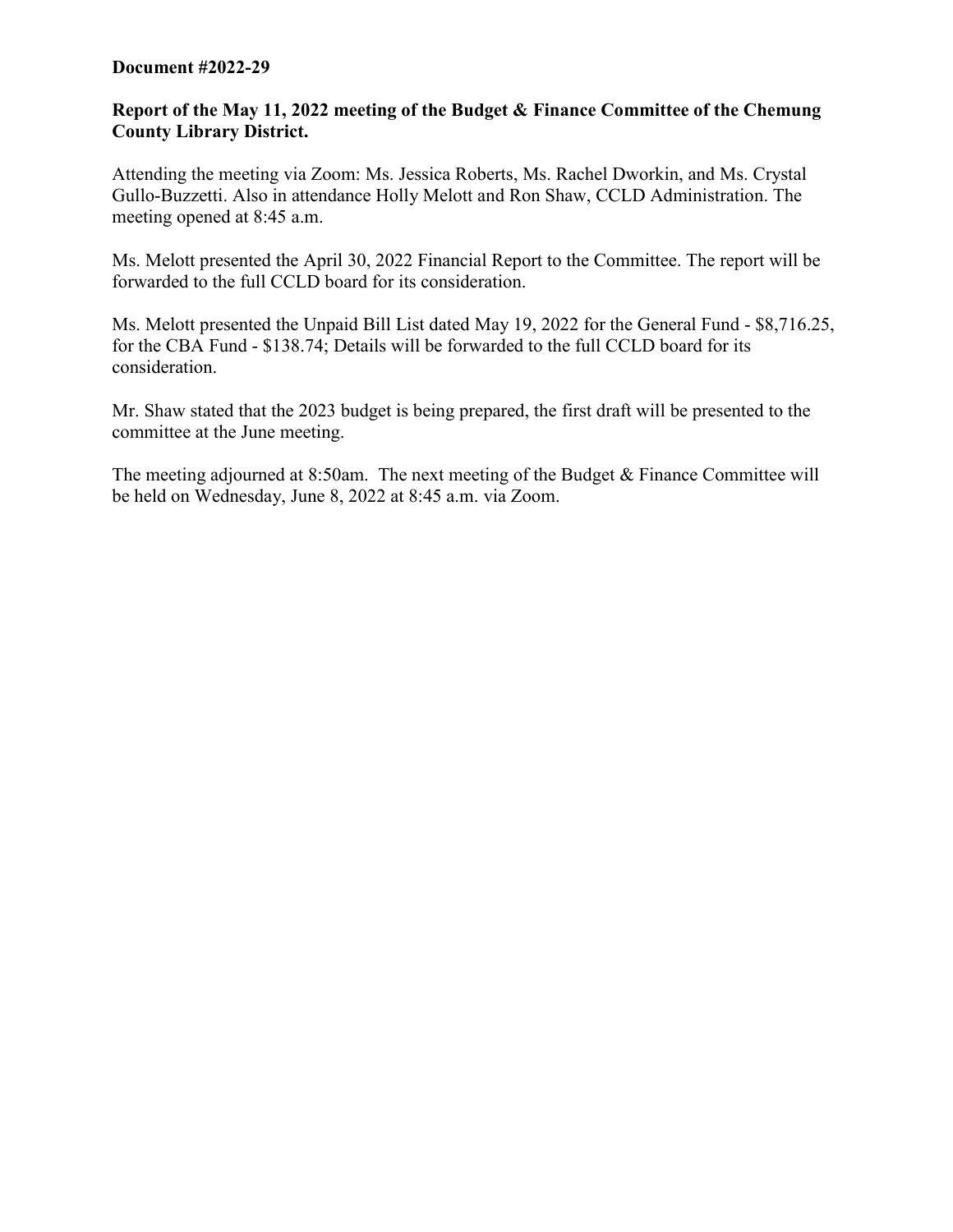**Document #2022-29**

**Report of the May 11, 2022 meeting of the Budget & Finance Committee of the Chemung County Library District.**

Attending the meeting via Zoom: Ms. Jessica Roberts, Ms. Rachel Dworkin, and Ms. Crystal Gullo-Buzzetti. Also in attendance Holly Melott and Ron Shaw, CCLD Administration. The meeting opened at 8:45 a.m.

Ms. Melott presented the April 30, 2022 Financial Report to the Committee. The report will be forwarded to the full CCLD board for its consideration.

Ms. Melott presented the Unpaid Bill List dated May 19, 2022 for the General Fund - $8,716.25, for the CBA Fund - $138.74; Details will be forwarded to the full CCLD board for its consideration.

Mr. Shaw stated that the 2023 budget is being prepared, the first draft will be presented to the committee at the June meeting.

The meeting adjourned at 8:50am. The next meeting of the Budget & Finance Committee will be held on Wednesday, June 8, 2022 at 8:45 a.m. via Zoom.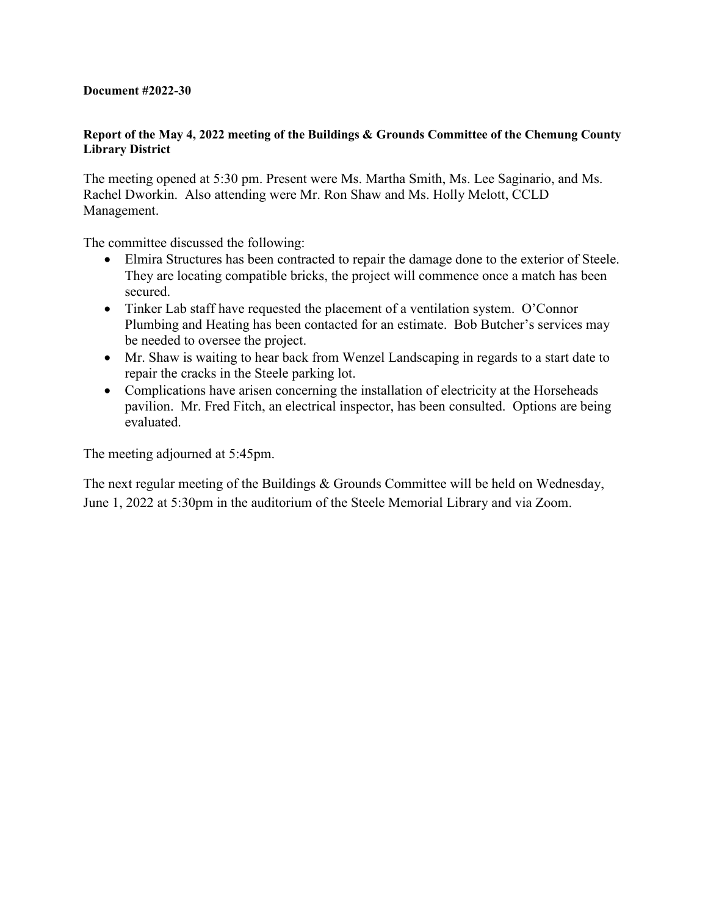**Document #2022-30**

**Report of the May 4, 2022 meeting of the Buildings & Grounds Committee of the Chemung County Library District**

The meeting opened at 5:30 pm. Present were Ms. Martha Smith, Ms. Lee Saginario, and Ms. Rachel Dworkin. Also attending were Mr. Ron Shaw and Ms. Holly Melott, CCLD Management.

The committee discussed the following:

- Elmira Structures has been contracted to repair the damage done to the exterior of Steele. They are locating compatible bricks, the project will commence once a match has been secured.
- Tinker Lab staff have requested the placement of a ventilation system. O'Connor Plumbing and Heating has been contacted for an estimate. Bob Butcher's services may be needed to oversee the project.
- Mr. Shaw is waiting to hear back from Wenzel Landscaping in regards to a start date to repair the cracks in the Steele parking lot.
- Complications have arisen concerning the installation of electricity at the Horseheads pavilion. Mr. Fred Fitch, an electrical inspector, has been consulted. Options are being evaluated.

The meeting adjourned at 5:45pm.

The next regular meeting of the Buildings & Grounds Committee will be held on Wednesday, June 1, 2022 at 5:30pm in the auditorium of the Steele Memorial Library and via Zoom.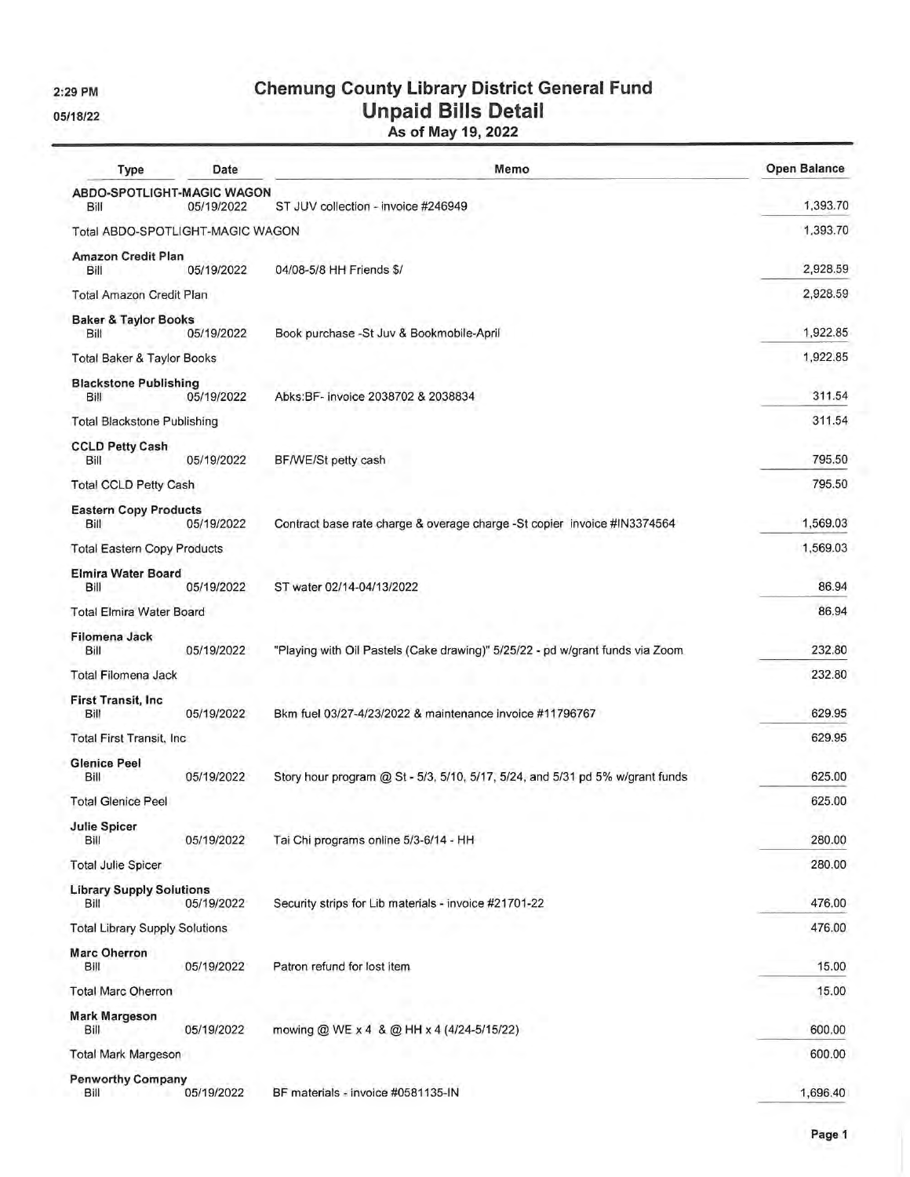2:29 PM

05/18/22

# Chemung County Library District General Fund
## Unpaid Bills Detail
### As of May 19, 2022

| Type | Date | Memo | Open Balance |
|---|---|---|---|
| **ABDO-SPOTLIGHT-MAGIC WAGON** | | | |
| Bill | 05/19/2022 | ST JUV collection - invoice #246949 | 1,393.70 |
| Total ABDO-SPOTLIGHT-MAGIC WAGON | | | 1,393.70 |
| **Amazon Credit Plan** | | | |
| Bill | 05/19/2022 | 04/08-5/8 HH Friends $/ | 2,928.59 |
| Total Amazon Credit Plan | | | 2,928.59 |
| **Baker & Taylor Books** | | | |
| Bill | 05/19/2022 | Book purchase -St Juv & Bookmobile-April | 1,922.85 |
| Total Baker & Taylor Books | | | 1,922.85 |
| **Blackstone Publishing** | | | |
| Bill | 05/19/2022 | Abks:BF- invoice 2038702 & 2038834 | 311.54 |
| Total Blackstone Publishing | | | 311.54 |
| **CCLD Petty Cash** | | | |
| Bill | 05/19/2022 | BF/WE/St petty cash | 795.50 |
| Total CCLD Petty Cash | | | 795.50 |
| **Eastern Copy Products** | | | |
| Bill | 05/19/2022 | Contract base rate charge & overage charge -St copier invoice #IN3374564 | 1,569.03 |
| Total Eastern Copy Products | | | 1,569.03 |
| **Elmira Water Board** | | | |
| Bill | 05/19/2022 | ST water 02/14-04/13/2022 | 86.94 |
| Total Elmira Water Board | | | 86.94 |
| **Filomena Jack** | | | |
| Bill | 05/19/2022 | "Playing with Oil Pastels (Cake drawing)" 5/25/22 - pd w/grant funds via Zoom | 232.80 |
| Total Filomena Jack | | | 232.80 |
| **First Transit, Inc** | | | |
| Bill | 05/19/2022 | Bkm fuel 03/27-4/23/2022 & maintenance invoice #11796767 | 629.95 |
| Total First Transit, Inc | | | 629.95 |
| **Glenice Peel** | | | |
| Bill | 05/19/2022 | Story hour program @ St - 5/3, 5/10, 5/17, 5/24, and 5/31 pd 5% w/grant funds | 625.00 |
| Total Glenice Peel | | | 625.00 |
| **Julie Spicer** | | | |
| Bill | 05/19/2022 | Tai Chi programs online 5/3-6/14 - HH | 280.00 |
| Total Julie Spicer | | | 280.00 |
| **Library Supply Solutions** | | | |
| Bill | 05/19/2022 | Security strips for Lib materials - invoice #21701-22 | 476.00 |
| Total Library Supply Solutions | | | 476.00 |
| **Marc Oherron** | | | |
| Bill | 05/19/2022 | Patron refund for lost item | 15.00 |
| Total Marc Oherron | | | 15.00 |
| **Mark Margeson** | | | |
| Bill | 05/19/2022 | mowing @ WE x 4 & @ HH x 4 (4/24-5/15/22) | 600.00 |
| Total Mark Margeson | | | 600.00 |
| **Penworthy Company** | | | |
| Bill | 05/19/2022 | BF materials - invoice #0581135-IN | 1,696.40 |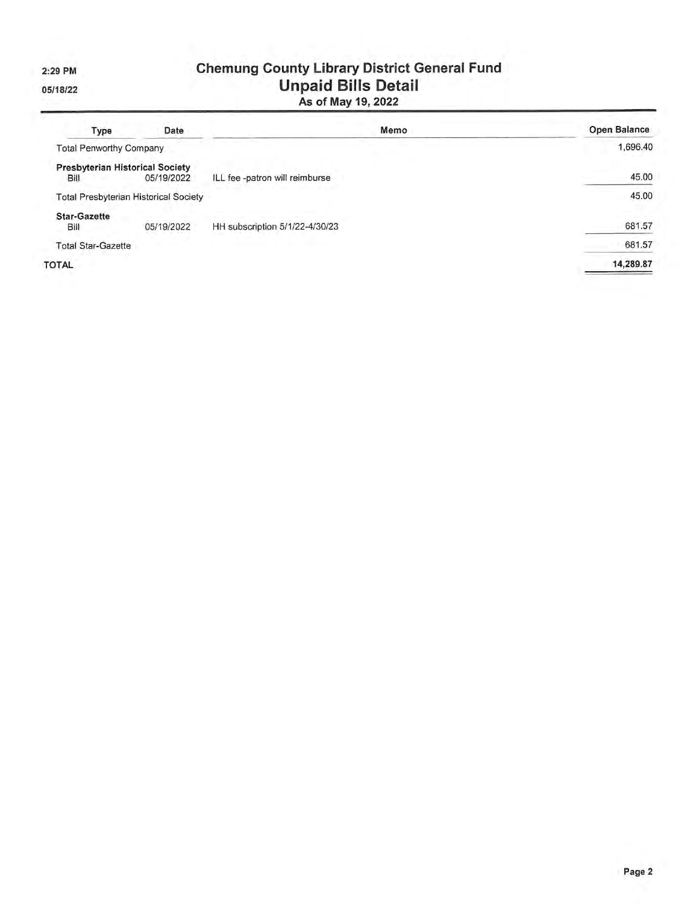# Chemung County Library District General Fund
## Unpaid Bills Detail
### As of May 19, 2022

2:29 PM
05/18/22

| Type | Date | Memo | Open Balance |
|---|---|---|---|
| Total Penworthy Company | | | 1,696.40 |
| **Presbyterian Historical Society** | | | |
| Bill | 05/19/2022 | ILL fee -patron will reimburse | 45.00 |
| Total Presbyterian Historical Society | | | 45.00 |
| **Star-Gazette** | | | |
| Bill | 05/19/2022 | HH subscription 5/1/22-4/30/23 | 681.57 |
| Total Star-Gazette | | | 681.57 |
| TOTAL | | | 14,289.87 |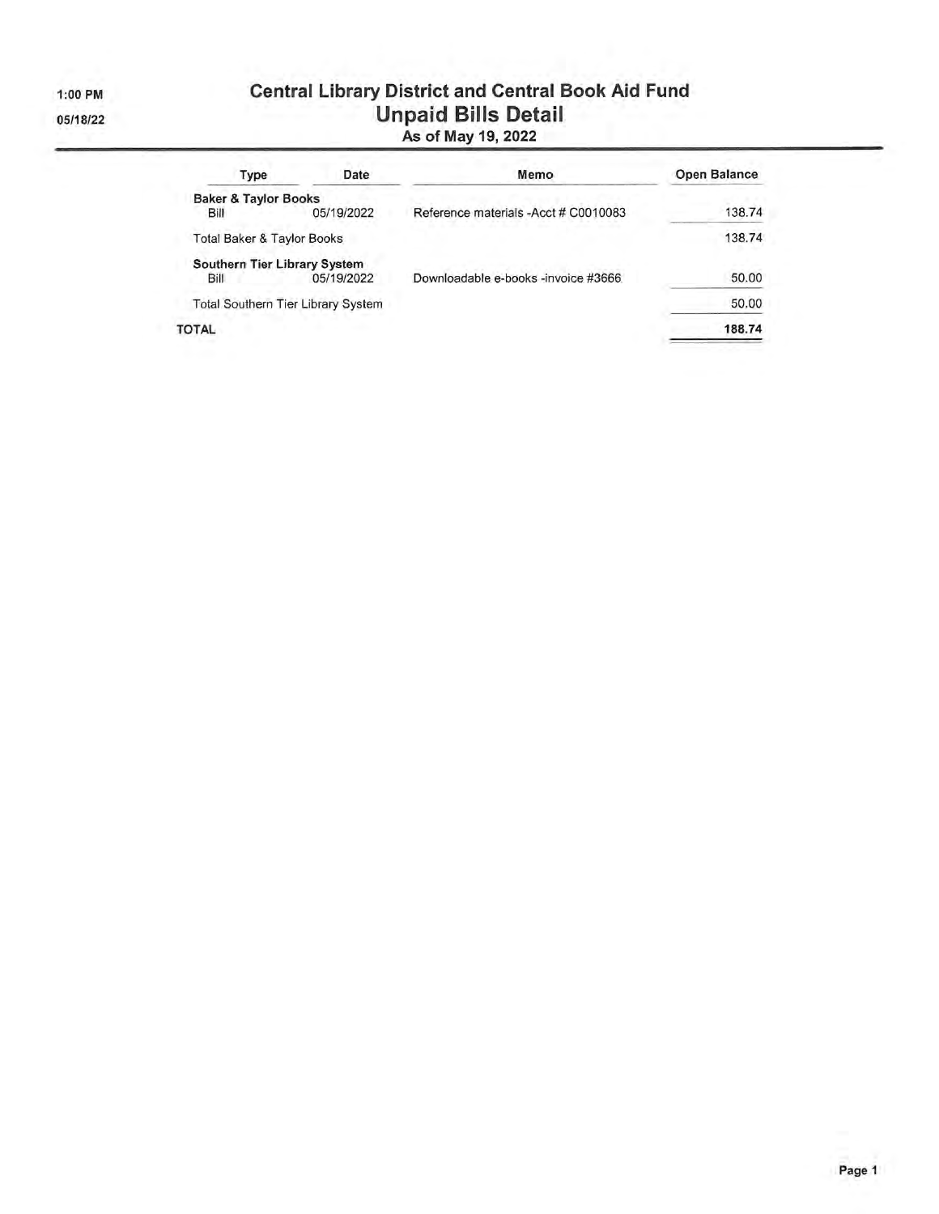# Central Library District and Central Book Aid Fund

## Unpaid Bills Detail

### As of May 19, 2022

1:00 PM
05/18/22

| Type | Date | Memo | Open Balance |
|---|---|---|---|
| **Baker & Taylor Books** | | | |
| Bill | 05/19/2022 | Reference materials -Acct # C0010083 | 138.74 |
| Total Baker & Taylor Books | | | 138.74 |
| **Southern Tier Library System** | | | |
| Bill | 05/19/2022 | Downloadable e-books -invoice #3666 | 50.00 |
| Total Southern Tier Library System | | | 50.00 |
| **TOTAL** | | | **188.74** |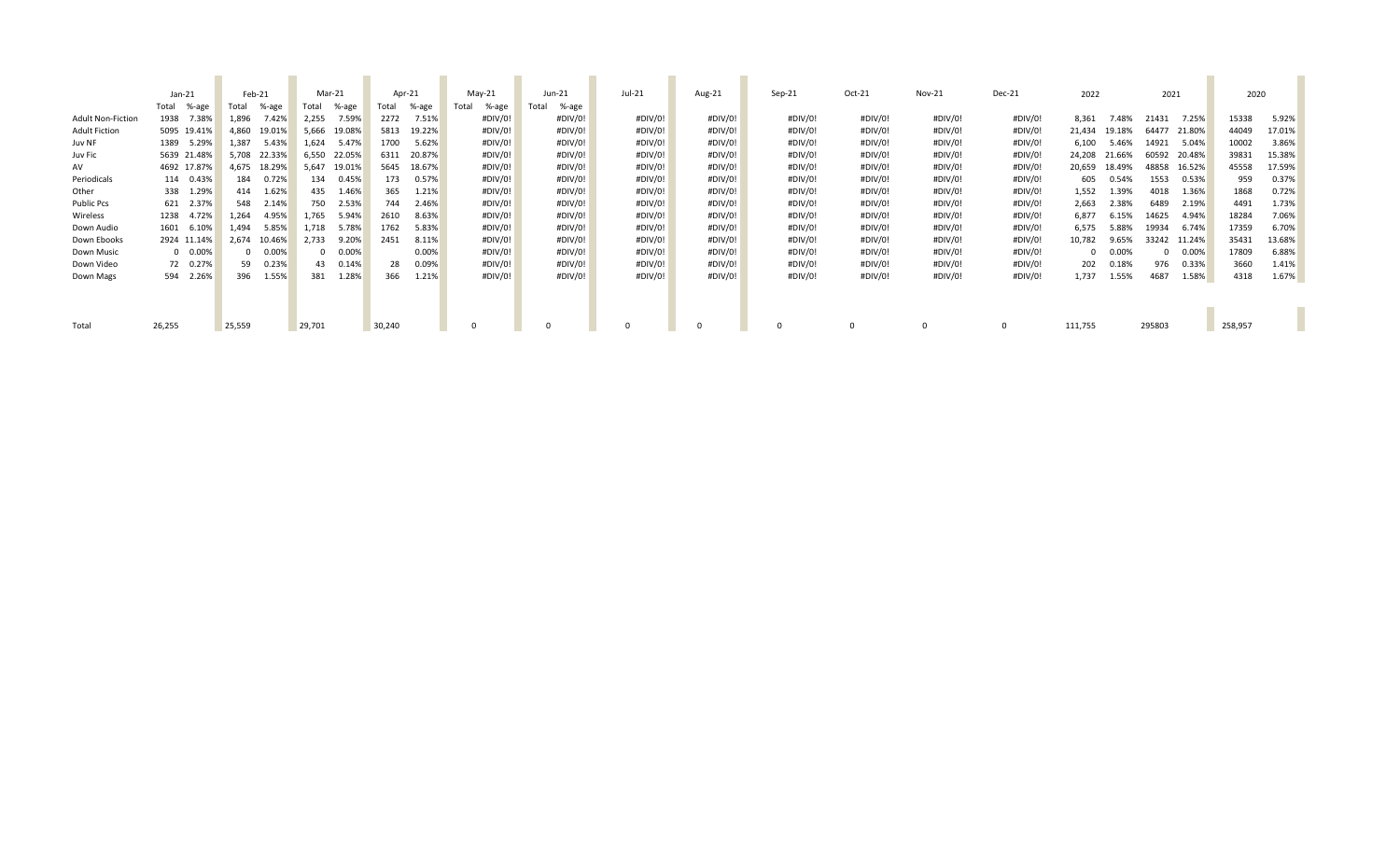| | Jan-21 | | Feb-21 | | Mar-21 | | Apr-21 | | May-21 | | Jun-21 | | Jul-21 | Aug-21 | Sep-21 | Oct-21 | Nov-21 | Dec-21 | 2022 | | 2021 | | 2020 | |
|---|---|---|---|---|---|---|---|---|---|---|---|---|---|---|---|---|---|---|---|---|---|---|---|---|
| | Total | %-age | Total | %-age | Total | %-age | Total | %-age | Total | %-age | Total | %-age | | | | | | | | | | | | |
| Adult Non-Fiction | 1938 | 7.38% | 1,896 | 7.42% | 2,255 | 7.59% | 2272 | 7.51% | | #DIV/0! | | #DIV/0! | #DIV/0! | #DIV/0! | #DIV/0! | #DIV/0! | #DIV/0! | #DIV/0! | 8,361 | 7.48% | 21431 | 7.25% | 15338 | 5.92% |
| Adult Fiction | 5095 | 19.41% | 4,860 | 19.01% | 5,666 | 19.08% | 5813 | 19.22% | | #DIV/0! | | #DIV/0! | #DIV/0! | #DIV/0! | #DIV/0! | #DIV/0! | #DIV/0! | #DIV/0! | 21,434 | 19.18% | 64477 | 21.80% | 44049 | 17.01% |
| Juv NF | 1389 | 5.29% | 1,387 | 5.43% | 1,624 | 5.47% | 1700 | 5.62% | | #DIV/0! | | #DIV/0! | #DIV/0! | #DIV/0! | #DIV/0! | #DIV/0! | #DIV/0! | #DIV/0! | 6,100 | 5.46% | 14921 | 5.04% | 10002 | 3.86% |
| Juv Fic | 5639 | 21.48% | 5,708 | 22.33% | 6,550 | 22.05% | 6311 | 20.87% | | #DIV/0! | | #DIV/0! | #DIV/0! | #DIV/0! | #DIV/0! | #DIV/0! | #DIV/0! | #DIV/0! | 24,208 | 21.66% | 60592 | 20.48% | 39831 | 15.38% |
| AV | 4692 | 17.87% | 4,675 | 18.29% | 5,647 | 19.01% | 5645 | 18.67% | | #DIV/0! | | #DIV/0! | #DIV/0! | #DIV/0! | #DIV/0! | #DIV/0! | #DIV/0! | #DIV/0! | 20,659 | 18.49% | 48858 | 16.52% | 45558 | 17.59% |
| Periodicals | 114 | 0.43% | 184 | 0.72% | 134 | 0.45% | 173 | 0.57% | | #DIV/0! | | #DIV/0! | #DIV/0! | #DIV/0! | #DIV/0! | #DIV/0! | #DIV/0! | #DIV/0! | 605 | 0.54% | 1553 | 0.53% | 959 | 0.37% |
| Other | 338 | 1.29% | 414 | 1.62% | 435 | 1.46% | 365 | 1.21% | | #DIV/0! | | #DIV/0! | #DIV/0! | #DIV/0! | #DIV/0! | #DIV/0! | #DIV/0! | #DIV/0! | 1,552 | 1.39% | 4018 | 1.36% | 1868 | 0.72% |
| Public Pcs | 621 | 2.37% | 548 | 2.14% | 750 | 2.53% | 744 | 2.46% | | #DIV/0! | | #DIV/0! | #DIV/0! | #DIV/0! | #DIV/0! | #DIV/0! | #DIV/0! | #DIV/0! | 2,663 | 2.38% | 6489 | 2.19% | 4491 | 1.73% |
| Wireless | 1238 | 4.72% | 1,264 | 4.95% | 1,765 | 5.94% | 2610 | 8.63% | | #DIV/0! | | #DIV/0! | #DIV/0! | #DIV/0! | #DIV/0! | #DIV/0! | #DIV/0! | #DIV/0! | 6,877 | 6.15% | 14625 | 4.94% | 18284 | 7.06% |
| Down Audio | 1601 | 6.10% | 1,494 | 5.85% | 1,718 | 5.78% | 1762 | 5.83% | | #DIV/0! | | #DIV/0! | #DIV/0! | #DIV/0! | #DIV/0! | #DIV/0! | #DIV/0! | #DIV/0! | 6,575 | 5.88% | 19934 | 6.74% | 17359 | 6.70% |
| Down Ebooks | 2924 | 11.14% | 2,674 | 10.46% | 2,733 | 9.20% | 2451 | 8.11% | | #DIV/0! | | #DIV/0! | #DIV/0! | #DIV/0! | #DIV/0! | #DIV/0! | #DIV/0! | #DIV/0! | 10,782 | 9.65% | 33242 | 11.24% | 35431 | 13.68% |
| Down Music | 0 | 0.00% | 0 | 0.00% | 0 | 0.00% | | 0.00% | | #DIV/0! | | #DIV/0! | #DIV/0! | #DIV/0! | #DIV/0! | #DIV/0! | #DIV/0! | #DIV/0! | 0 | 0.00% | 0 | 0.00% | 17809 | 6.88% |
| Down Video | 72 | 0.27% | 59 | 0.23% | 43 | 0.14% | 28 | 0.09% | | #DIV/0! | | #DIV/0! | #DIV/0! | #DIV/0! | #DIV/0! | #DIV/0! | #DIV/0! | #DIV/0! | 202 | 0.18% | 976 | 0.33% | 3660 | 1.41% |
| Down Mags | 594 | 2.26% | 396 | 1.55% | 381 | 1.28% | 366 | 1.21% | | #DIV/0! | | #DIV/0! | #DIV/0! | #DIV/0! | #DIV/0! | #DIV/0! | #DIV/0! | #DIV/0! | 1,737 | 1.55% | 4687 | 1.58% | 4318 | 1.67% |
| Total | 26,255 | | 25,559 | | 29,701 | | 30,240 | | 0 | | 0 | | 0 | 0 | 0 | 0 | 0 | 0 | 111,755 | | 295803 | | 258,957 | |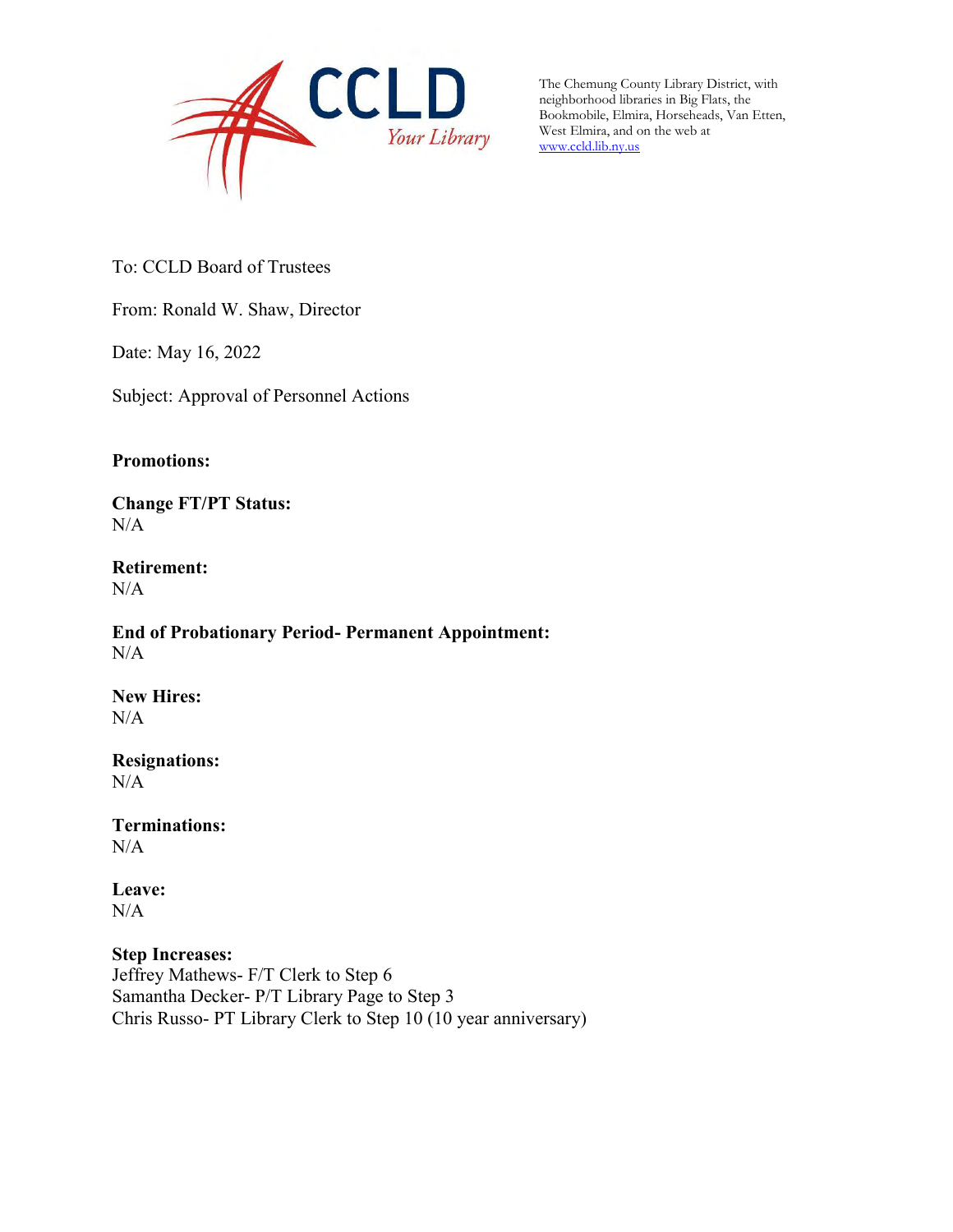CCLD Your Library

The Chemung County Library District, with neighborhood libraries in Big Flats, the Bookmobile, Elmira, Horseheads, Van Etten, West Elmira, and on the web at www.ccld.lib.ny.us

To: CCLD Board of Trustees

From: Ronald W. Shaw, Director

Date: May 16, 2022

Subject: Approval of Personnel Actions

**Promotions:**

**Change FT/PT Status:**
N/A

**Retirement:**
N/A

**End of Probationary Period- Permanent Appointment:**
N/A

**New Hires:**
N/A

**Resignations:**
N/A

**Terminations:**
N/A

**Leave:**
N/A

**Step Increases:**
Jeffrey Mathews- F/T Clerk to Step 6
Samantha Decker- P/T Library Page to Step 3
Chris Russo- PT Library Clerk to Step 10 (10 year anniversary)